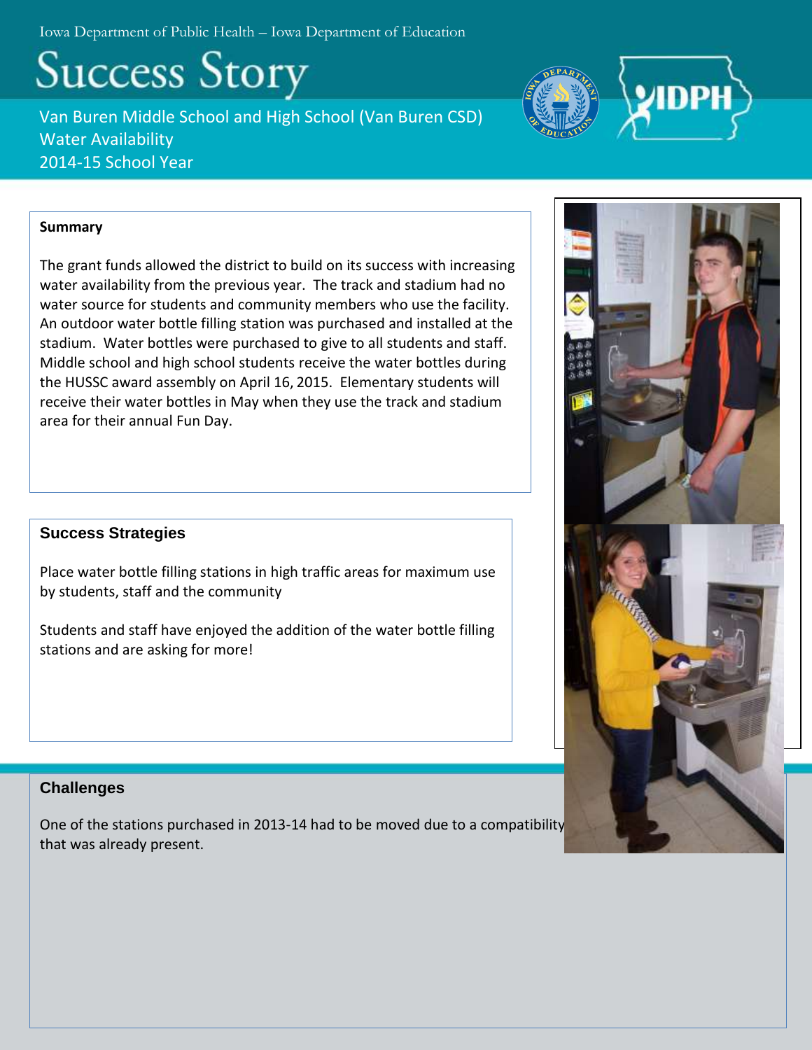Iowa Department of Public Health – Iowa Department of Education

# Success Story

Van Buren Middle School and High School (Van Buren CSD)
Water Availability
2014-15 School Year

## Summary

The grant funds allowed the district to build on its success with increasing water availability from the previous year. The track and stadium had no water source for students and community members who use the facility. An outdoor water bottle filling station was purchased and installed at the stadium. Water bottles were purchased to give to all students and staff. Middle school and high school students receive the water bottles during the HUSSC award assembly on April 16, 2015. Elementary students will receive their water bottles in May when they use the track and stadium area for their annual Fun Day.

## Success Strategies

Place water bottle filling stations in high traffic areas for maximum use by students, staff and the community

Students and staff have enjoyed the addition of the water bottle filling stations and are asking for more!

## Challenges

One of the stations purchased in 2013-14 had to be moved due to a compatibility that was already present.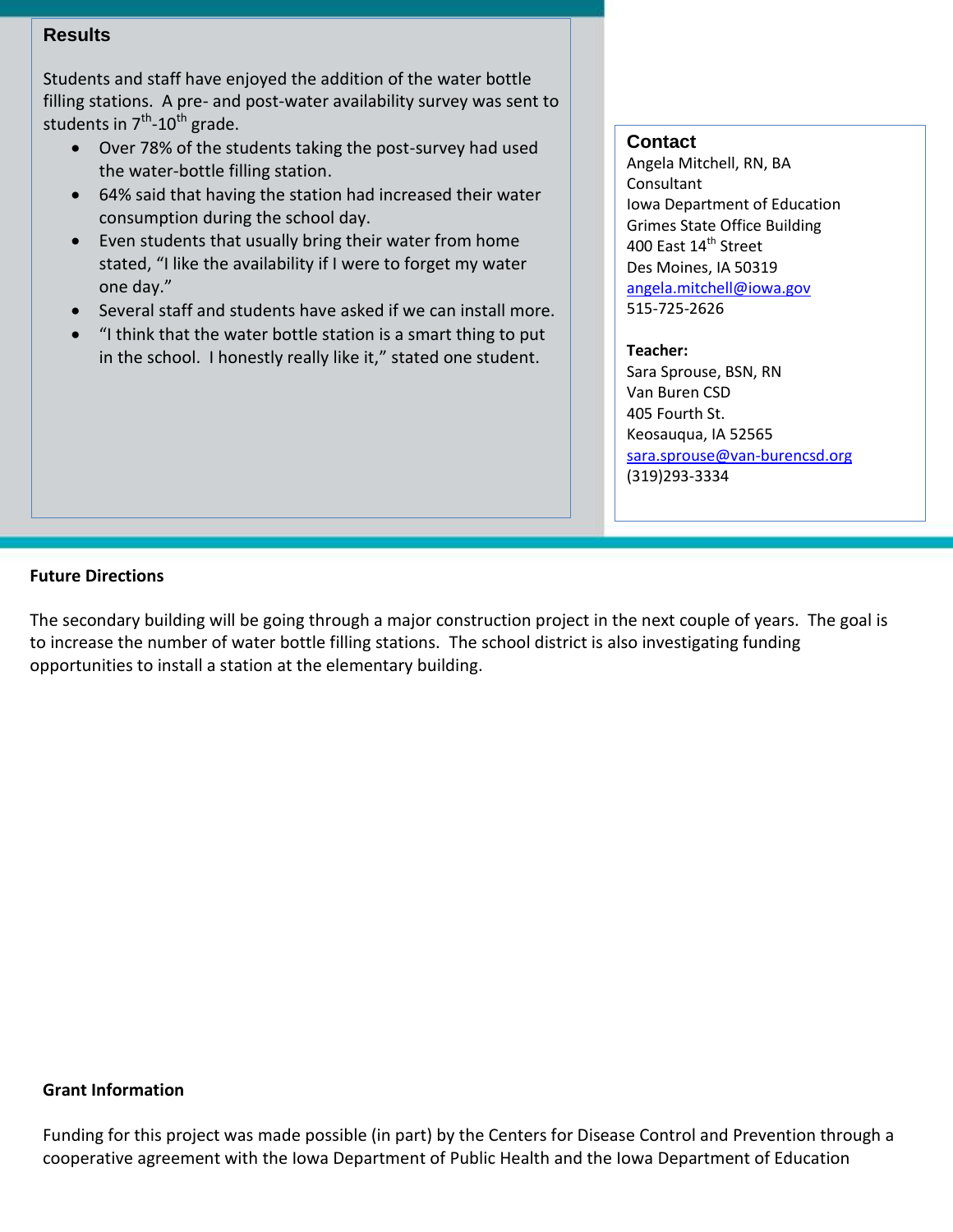## Results

Students and staff have enjoyed the addition of the water bottle filling stations. A pre- and post-water availability survey was sent to students in 7th-10th grade.

- Over 78% of the students taking the post-survey had used the water-bottle filling station.
- 64% said that having the station had increased their water consumption during the school day.
- Even students that usually bring their water from home stated, “I like the availability if I were to forget my water one day.”
- Several staff and students have asked if we can install more.
- “I think that the water bottle station is a smart thing to put in the school. I honestly really like it,” stated one student.

## Contact

Angela Mitchell, RN, BA
Consultant
Iowa Department of Education
Grimes State Office Building
400 East 14th Street
Des Moines, IA 50319
angela.mitchell@iowa.gov
515-725-2626

**Teacher:**
Sara Sprouse, BSN, RN
Van Buren CSD
405 Fourth St.
Keosauqua, IA 52565
sara.sprouse@van-burencsd.org
(319)293-3334

**Future Directions**

The secondary building will be going through a major construction project in the next couple of years. The goal is to increase the number of water bottle filling stations. The school district is also investigating funding opportunities to install a station at the elementary building.

**Grant Information**

Funding for this project was made possible (in part) by the Centers for Disease Control and Prevention through a cooperative agreement with the Iowa Department of Public Health and the Iowa Department of Education